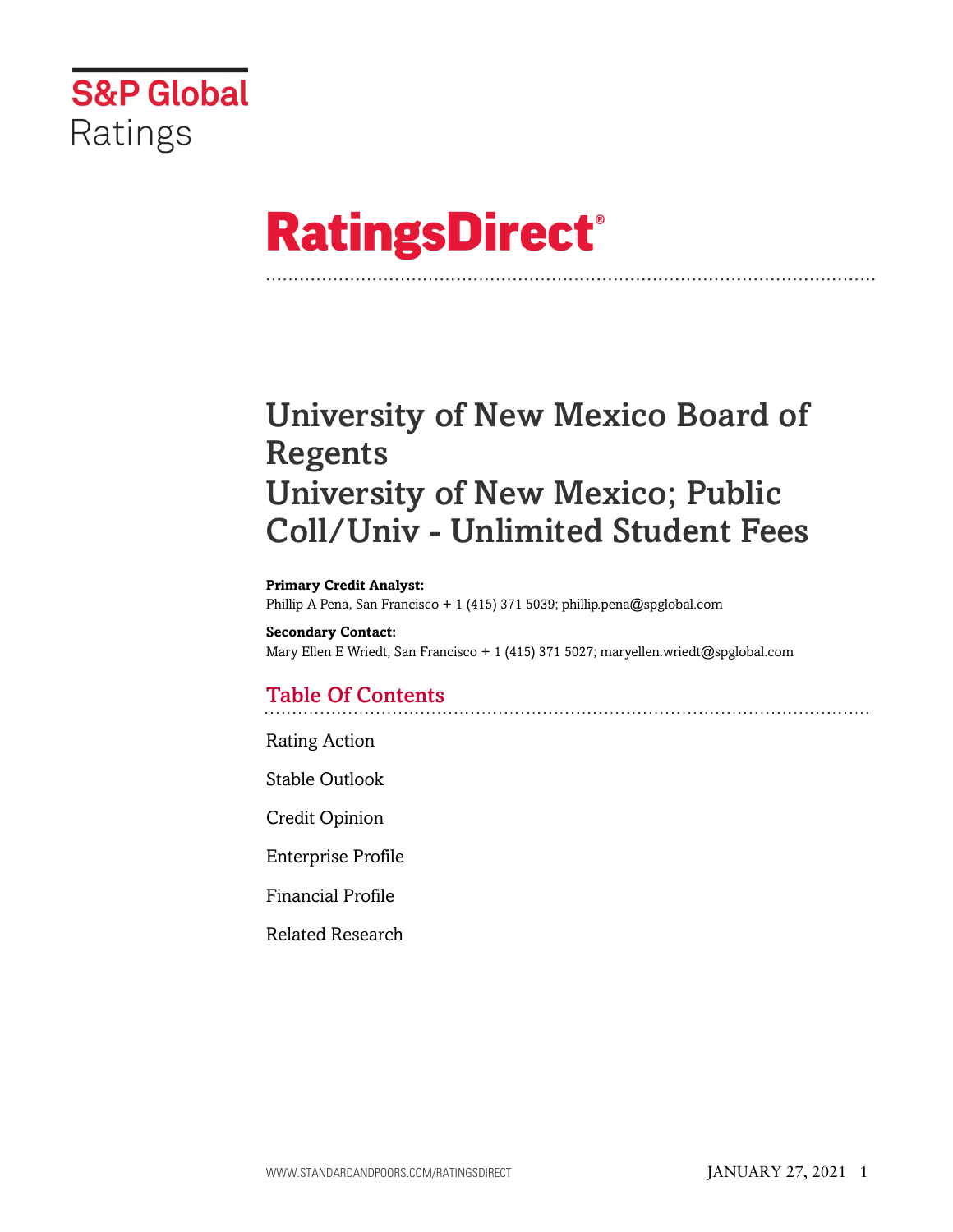S&P Global Ratings

# RatingsDirect®

# University of New Mexico Board of Regents
# University of New Mexico; Public Coll/Univ - Unlimited Student Fees

**Primary Credit Analyst:**
Phillip A Pena, San Francisco + 1 (415) 371 5039; phillip.pena@spglobal.com

**Secondary Contact:**
Mary Ellen E Wriedt, San Francisco + 1 (415) 371 5027; maryellen.wriedt@spglobal.com

## Table Of Contents

Rating Action

Stable Outlook

Credit Opinion

Enterprise Profile

Financial Profile

Related Research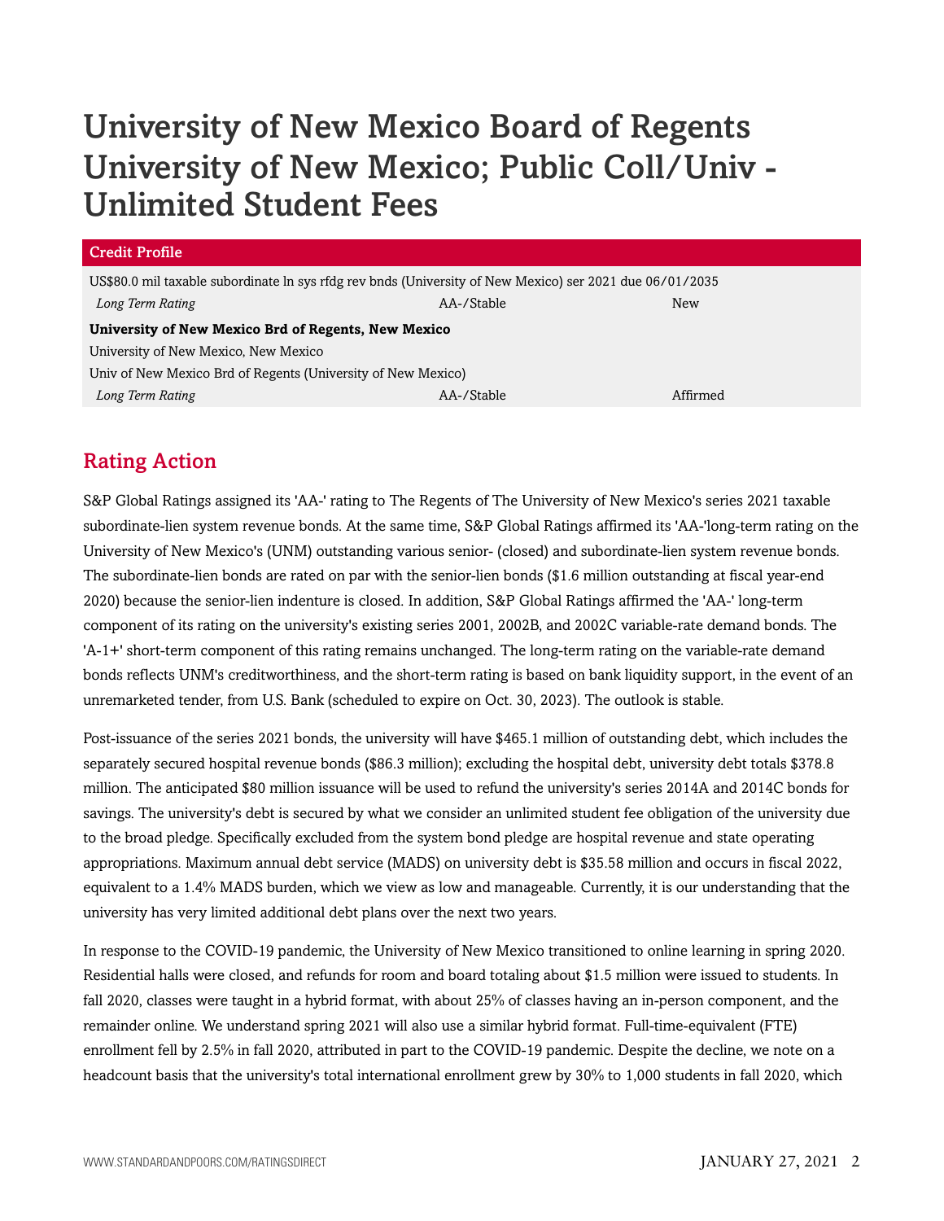# University of New Mexico Board of Regents University of New Mexico; Public Coll/Univ - Unlimited Student Fees

| Credit Profile | | |
|---|---|---|
| US$80.0 mil taxable subordinate ln sys rfdg rev bnds (University of New Mexico) ser 2021 due 06/01/2035 | | |
| *Long Term Rating* | AA-/Stable | New |
| **University of New Mexico Brd of Regents, New Mexico** | | |
| University of New Mexico, New Mexico | | |
| Univ of New Mexico Brd of Regents (University of New Mexico) | | |
| *Long Term Rating* | AA-/Stable | Affirmed |

## Rating Action

S&P Global Ratings assigned its 'AA-' rating to The Regents of The University of New Mexico's series 2021 taxable subordinate-lien system revenue bonds. At the same time, S&P Global Ratings affirmed its 'AA-'long-term rating on the University of New Mexico's (UNM) outstanding various senior- (closed) and subordinate-lien system revenue bonds. The subordinate-lien bonds are rated on par with the senior-lien bonds ($1.6 million outstanding at fiscal year-end 2020) because the senior-lien indenture is closed. In addition, S&P Global Ratings affirmed the 'AA-' long-term component of its rating on the university's existing series 2001, 2002B, and 2002C variable-rate demand bonds. The 'A-1+' short-term component of this rating remains unchanged. The long-term rating on the variable-rate demand bonds reflects UNM's creditworthiness, and the short-term rating is based on bank liquidity support, in the event of an unremarketed tender, from U.S. Bank (scheduled to expire on Oct. 30, 2023). The outlook is stable.

Post-issuance of the series 2021 bonds, the university will have $465.1 million of outstanding debt, which includes the separately secured hospital revenue bonds ($86.3 million); excluding the hospital debt, university debt totals $378.8 million. The anticipated $80 million issuance will be used to refund the university's series 2014A and 2014C bonds for savings. The university's debt is secured by what we consider an unlimited student fee obligation of the university due to the broad pledge. Specifically excluded from the system bond pledge are hospital revenue and state operating appropriations. Maximum annual debt service (MADS) on university debt is $35.58 million and occurs in fiscal 2022, equivalent to a 1.4% MADS burden, which we view as low and manageable. Currently, it is our understanding that the university has very limited additional debt plans over the next two years.

In response to the COVID-19 pandemic, the University of New Mexico transitioned to online learning in spring 2020. Residential halls were closed, and refunds for room and board totaling about $1.5 million were issued to students. In fall 2020, classes were taught in a hybrid format, with about 25% of classes having an in-person component, and the remainder online. We understand spring 2021 will also use a similar hybrid format. Full-time-equivalent (FTE) enrollment fell by 2.5% in fall 2020, attributed in part to the COVID-19 pandemic. Despite the decline, we note on a headcount basis that the university's total international enrollment grew by 30% to 1,000 students in fall 2020, which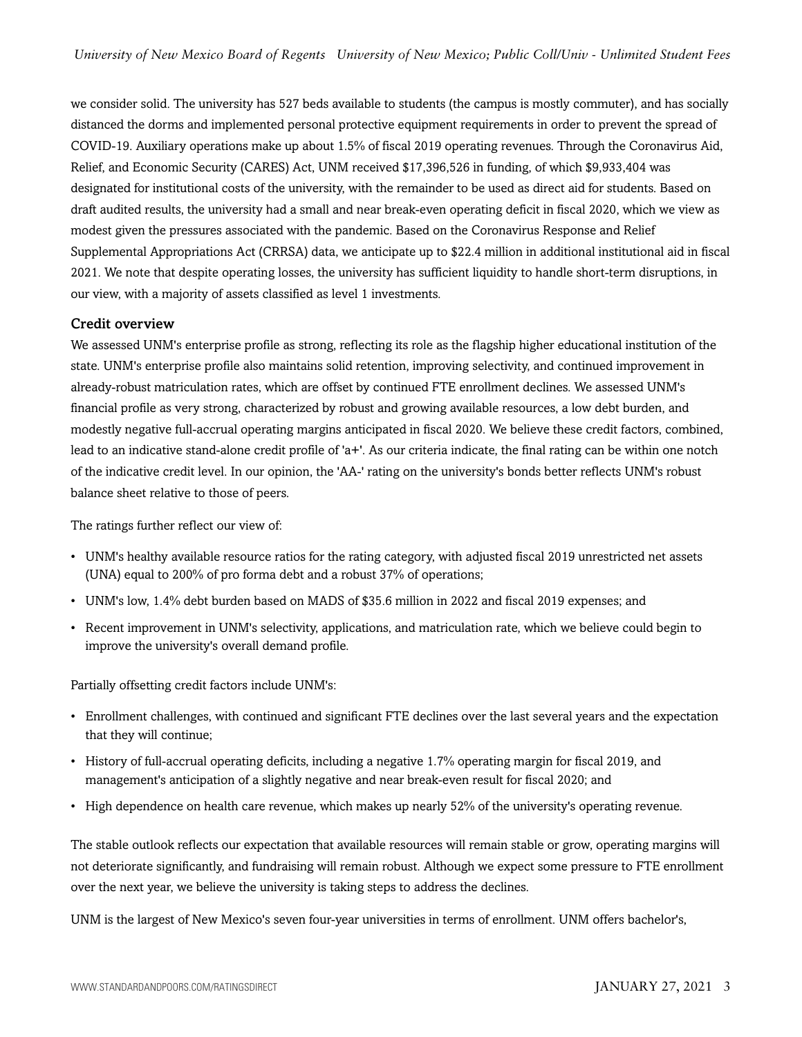we consider solid. The university has 527 beds available to students (the campus is mostly commuter), and has socially distanced the dorms and implemented personal protective equipment requirements in order to prevent the spread of COVID-19. Auxiliary operations make up about 1.5% of fiscal 2019 operating revenues. Through the Coronavirus Aid, Relief, and Economic Security (CARES) Act, UNM received $17,396,526 in funding, of which $9,933,404 was designated for institutional costs of the university, with the remainder to be used as direct aid for students. Based on draft audited results, the university had a small and near break-even operating deficit in fiscal 2020, which we view as modest given the pressures associated with the pandemic. Based on the Coronavirus Response and Relief Supplemental Appropriations Act (CRRSA) data, we anticipate up to $22.4 million in additional institutional aid in fiscal 2021. We note that despite operating losses, the university has sufficient liquidity to handle short-term disruptions, in our view, with a majority of assets classified as level 1 investments.

### Credit overview

We assessed UNM's enterprise profile as strong, reflecting its role as the flagship higher educational institution of the state. UNM's enterprise profile also maintains solid retention, improving selectivity, and continued improvement in already-robust matriculation rates, which are offset by continued FTE enrollment declines. We assessed UNM's financial profile as very strong, characterized by robust and growing available resources, a low debt burden, and modestly negative full-accrual operating margins anticipated in fiscal 2020. We believe these credit factors, combined, lead to an indicative stand-alone credit profile of 'a+'. As our criteria indicate, the final rating can be within one notch of the indicative credit level. In our opinion, the 'AA-' rating on the university's bonds better reflects UNM's robust balance sheet relative to those of peers.

The ratings further reflect our view of:

- UNM's healthy available resource ratios for the rating category, with adjusted fiscal 2019 unrestricted net assets (UNA) equal to 200% of pro forma debt and a robust 37% of operations;
- UNM's low, 1.4% debt burden based on MADS of $35.6 million in 2022 and fiscal 2019 expenses; and
- Recent improvement in UNM's selectivity, applications, and matriculation rate, which we believe could begin to improve the university's overall demand profile.

Partially offsetting credit factors include UNM's:

- Enrollment challenges, with continued and significant FTE declines over the last several years and the expectation that they will continue;
- History of full-accrual operating deficits, including a negative 1.7% operating margin for fiscal 2019, and management's anticipation of a slightly negative and near break-even result for fiscal 2020; and
- High dependence on health care revenue, which makes up nearly 52% of the university's operating revenue.

The stable outlook reflects our expectation that available resources will remain stable or grow, operating margins will not deteriorate significantly, and fundraising will remain robust. Although we expect some pressure to FTE enrollment over the next year, we believe the university is taking steps to address the declines.

UNM is the largest of New Mexico's seven four-year universities in terms of enrollment. UNM offers bachelor's,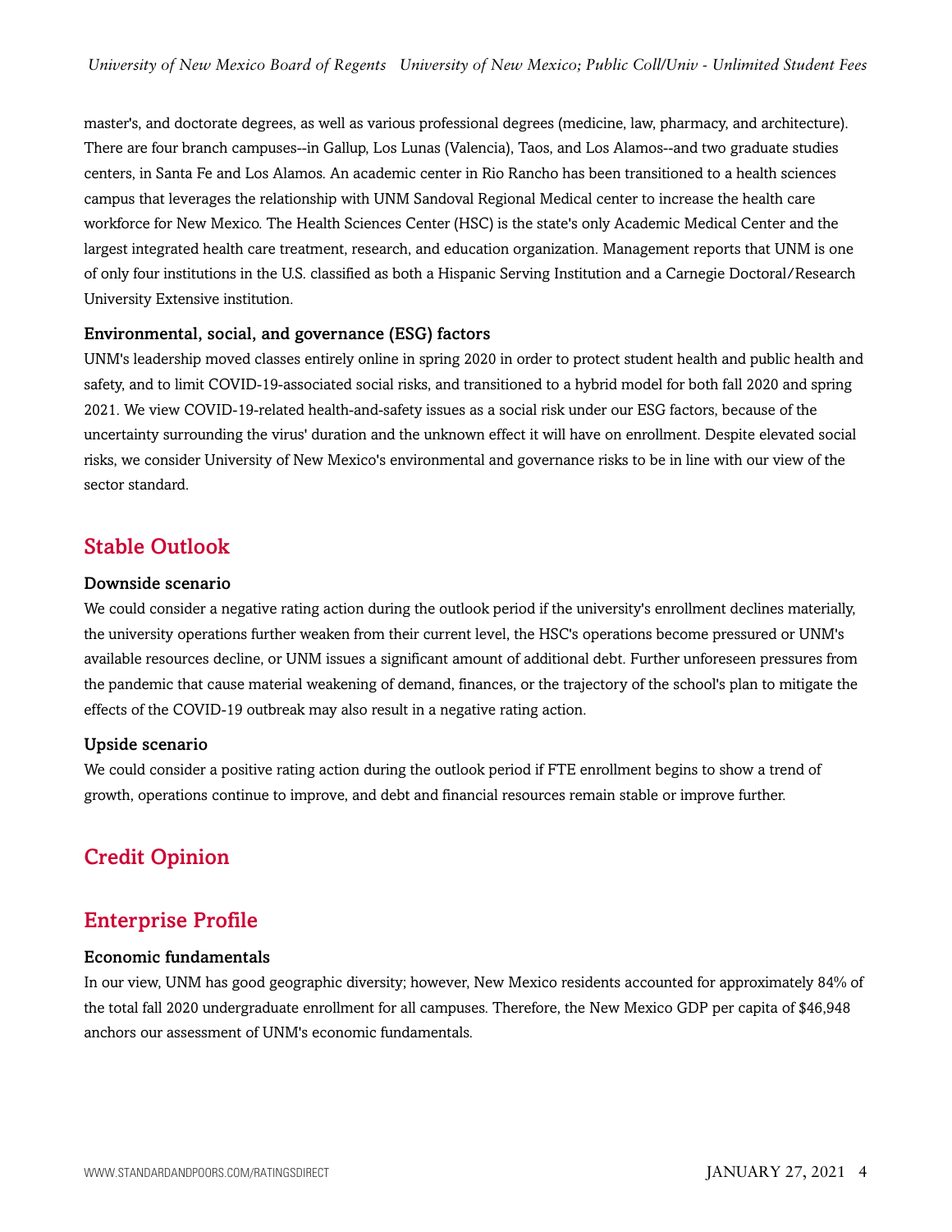master's, and doctorate degrees, as well as various professional degrees (medicine, law, pharmacy, and architecture). There are four branch campuses--in Gallup, Los Lunas (Valencia), Taos, and Los Alamos--and two graduate studies centers, in Santa Fe and Los Alamos. An academic center in Rio Rancho has been transitioned to a health sciences campus that leverages the relationship with UNM Sandoval Regional Medical center to increase the health care workforce for New Mexico. The Health Sciences Center (HSC) is the state's only Academic Medical Center and the largest integrated health care treatment, research, and education organization. Management reports that UNM is one of only four institutions in the U.S. classified as both a Hispanic Serving Institution and a Carnegie Doctoral/Research University Extensive institution.

### Environmental, social, and governance (ESG) factors

UNM's leadership moved classes entirely online in spring 2020 in order to protect student health and public health and safety, and to limit COVID-19-associated social risks, and transitioned to a hybrid model for both fall 2020 and spring 2021. We view COVID-19-related health-and-safety issues as a social risk under our ESG factors, because of the uncertainty surrounding the virus' duration and the unknown effect it will have on enrollment. Despite elevated social risks, we consider University of New Mexico's environmental and governance risks to be in line with our view of the sector standard.

## Stable Outlook

### Downside scenario

We could consider a negative rating action during the outlook period if the university's enrollment declines materially, the university operations further weaken from their current level, the HSC's operations become pressured or UNM's available resources decline, or UNM issues a significant amount of additional debt. Further unforeseen pressures from the pandemic that cause material weakening of demand, finances, or the trajectory of the school's plan to mitigate the effects of the COVID-19 outbreak may also result in a negative rating action.

### Upside scenario

We could consider a positive rating action during the outlook period if FTE enrollment begins to show a trend of growth, operations continue to improve, and debt and financial resources remain stable or improve further.

## Credit Opinion

## Enterprise Profile

### Economic fundamentals

In our view, UNM has good geographic diversity; however, New Mexico residents accounted for approximately 84% of the total fall 2020 undergraduate enrollment for all campuses. Therefore, the New Mexico GDP per capita of $46,948 anchors our assessment of UNM's economic fundamentals.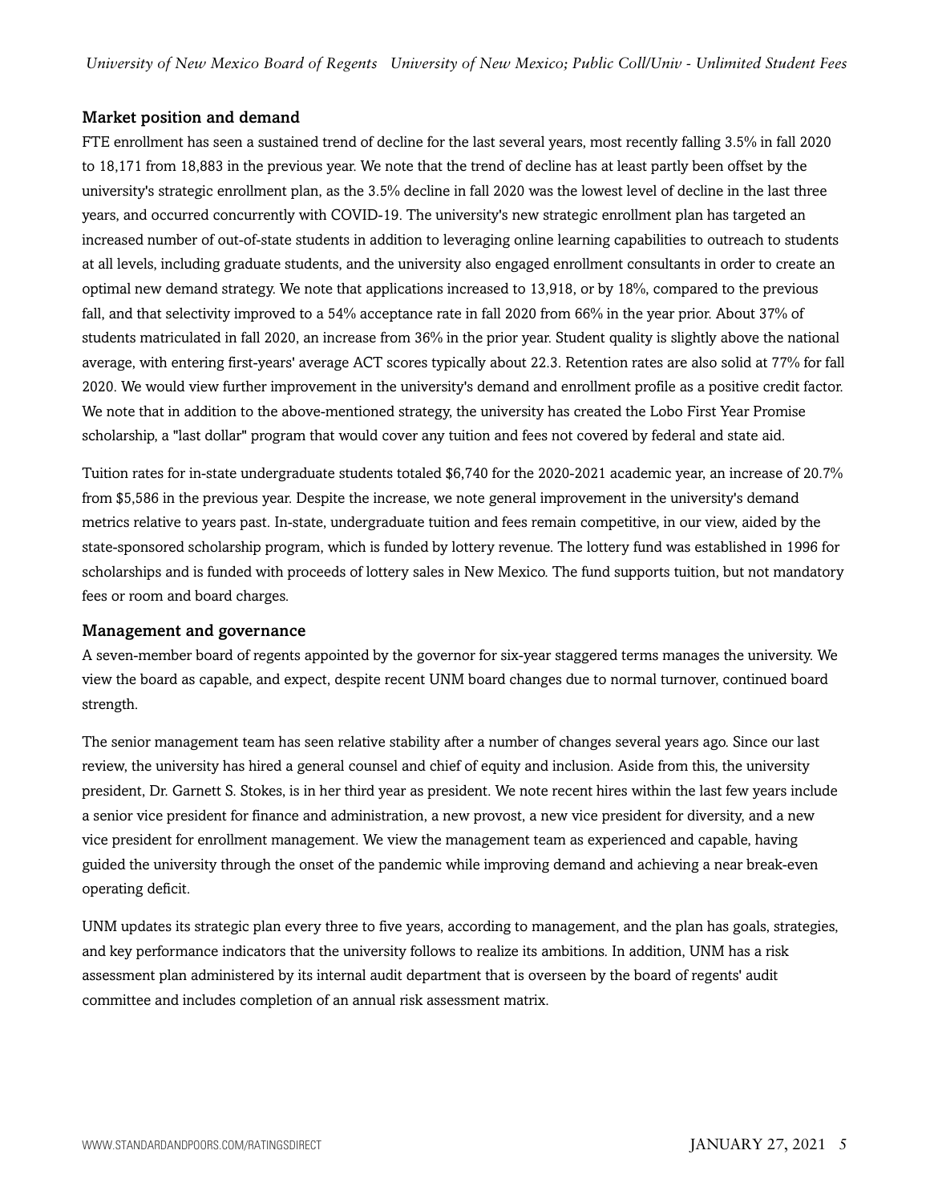### Market position and demand

FTE enrollment has seen a sustained trend of decline for the last several years, most recently falling 3.5% in fall 2020 to 18,171 from 18,883 in the previous year. We note that the trend of decline has at least partly been offset by the university's strategic enrollment plan, as the 3.5% decline in fall 2020 was the lowest level of decline in the last three years, and occurred concurrently with COVID-19. The university's new strategic enrollment plan has targeted an increased number of out-of-state students in addition to leveraging online learning capabilities to outreach to students at all levels, including graduate students, and the university also engaged enrollment consultants in order to create an optimal new demand strategy. We note that applications increased to 13,918, or by 18%, compared to the previous fall, and that selectivity improved to a 54% acceptance rate in fall 2020 from 66% in the year prior. About 37% of students matriculated in fall 2020, an increase from 36% in the prior year. Student quality is slightly above the national average, with entering first-years' average ACT scores typically about 22.3. Retention rates are also solid at 77% for fall 2020. We would view further improvement in the university's demand and enrollment profile as a positive credit factor. We note that in addition to the above-mentioned strategy, the university has created the Lobo First Year Promise scholarship, a "last dollar" program that would cover any tuition and fees not covered by federal and state aid.

Tuition rates for in-state undergraduate students totaled $6,740 for the 2020-2021 academic year, an increase of 20.7% from $5,586 in the previous year. Despite the increase, we note general improvement in the university's demand metrics relative to years past. In-state, undergraduate tuition and fees remain competitive, in our view, aided by the state-sponsored scholarship program, which is funded by lottery revenue. The lottery fund was established in 1996 for scholarships and is funded with proceeds of lottery sales in New Mexico. The fund supports tuition, but not mandatory fees or room and board charges.

### Management and governance

A seven-member board of regents appointed by the governor for six-year staggered terms manages the university. We view the board as capable, and expect, despite recent UNM board changes due to normal turnover, continued board strength.

The senior management team has seen relative stability after a number of changes several years ago. Since our last review, the university has hired a general counsel and chief of equity and inclusion. Aside from this, the university president, Dr. Garnett S. Stokes, is in her third year as president. We note recent hires within the last few years include a senior vice president for finance and administration, a new provost, a new vice president for diversity, and a new vice president for enrollment management. We view the management team as experienced and capable, having guided the university through the onset of the pandemic while improving demand and achieving a near break-even operating deficit.

UNM updates its strategic plan every three to five years, according to management, and the plan has goals, strategies, and key performance indicators that the university follows to realize its ambitions. In addition, UNM has a risk assessment plan administered by its internal audit department that is overseen by the board of regents' audit committee and includes completion of an annual risk assessment matrix.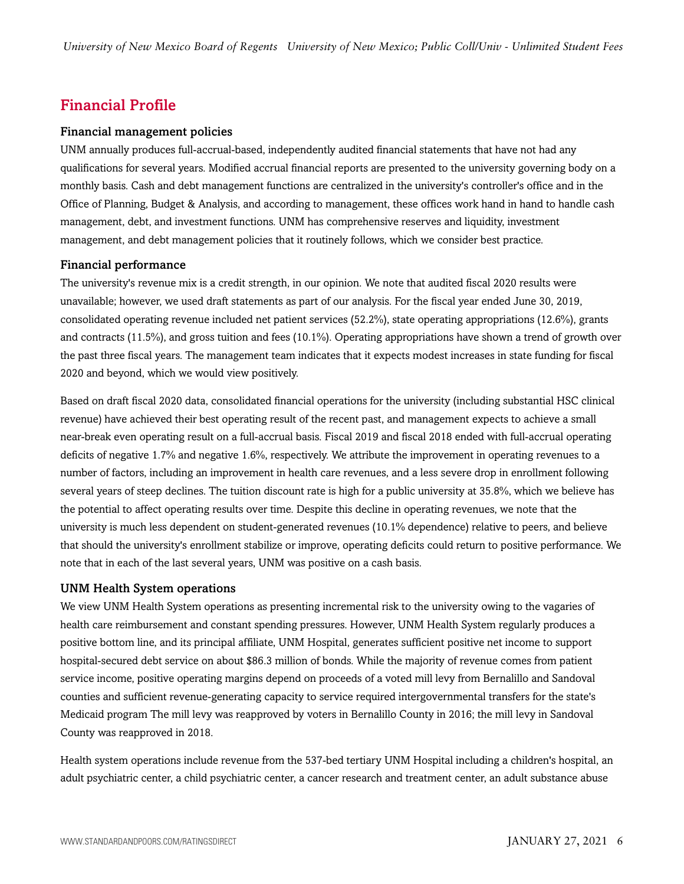## Financial Profile

### Financial management policies

UNM annually produces full-accrual-based, independently audited financial statements that have not had any qualifications for several years. Modified accrual financial reports are presented to the university governing body on a monthly basis. Cash and debt management functions are centralized in the university's controller's office and in the Office of Planning, Budget & Analysis, and according to management, these offices work hand in hand to handle cash management, debt, and investment functions. UNM has comprehensive reserves and liquidity, investment management, and debt management policies that it routinely follows, which we consider best practice.

### Financial performance

The university's revenue mix is a credit strength, in our opinion. We note that audited fiscal 2020 results were unavailable; however, we used draft statements as part of our analysis. For the fiscal year ended June 30, 2019, consolidated operating revenue included net patient services (52.2%), state operating appropriations (12.6%), grants and contracts (11.5%), and gross tuition and fees (10.1%). Operating appropriations have shown a trend of growth over the past three fiscal years. The management team indicates that it expects modest increases in state funding for fiscal 2020 and beyond, which we would view positively.

Based on draft fiscal 2020 data, consolidated financial operations for the university (including substantial HSC clinical revenue) have achieved their best operating result of the recent past, and management expects to achieve a small near-break even operating result on a full-accrual basis. Fiscal 2019 and fiscal 2018 ended with full-accrual operating deficits of negative 1.7% and negative 1.6%, respectively. We attribute the improvement in operating revenues to a number of factors, including an improvement in health care revenues, and a less severe drop in enrollment following several years of steep declines. The tuition discount rate is high for a public university at 35.8%, which we believe has the potential to affect operating results over time. Despite this decline in operating revenues, we note that the university is much less dependent on student-generated revenues (10.1% dependence) relative to peers, and believe that should the university's enrollment stabilize or improve, operating deficits could return to positive performance. We note that in each of the last several years, UNM was positive on a cash basis.

### UNM Health System operations

We view UNM Health System operations as presenting incremental risk to the university owing to the vagaries of health care reimbursement and constant spending pressures. However, UNM Health System regularly produces a positive bottom line, and its principal affiliate, UNM Hospital, generates sufficient positive net income to support hospital-secured debt service on about $86.3 million of bonds. While the majority of revenue comes from patient service income, positive operating margins depend on proceeds of a voted mill levy from Bernalillo and Sandoval counties and sufficient revenue-generating capacity to service required intergovernmental transfers for the state's Medicaid program The mill levy was reapproved by voters in Bernalillo County in 2016; the mill levy in Sandoval County was reapproved in 2018.

Health system operations include revenue from the 537-bed tertiary UNM Hospital including a children's hospital, an adult psychiatric center, a child psychiatric center, a cancer research and treatment center, an adult substance abuse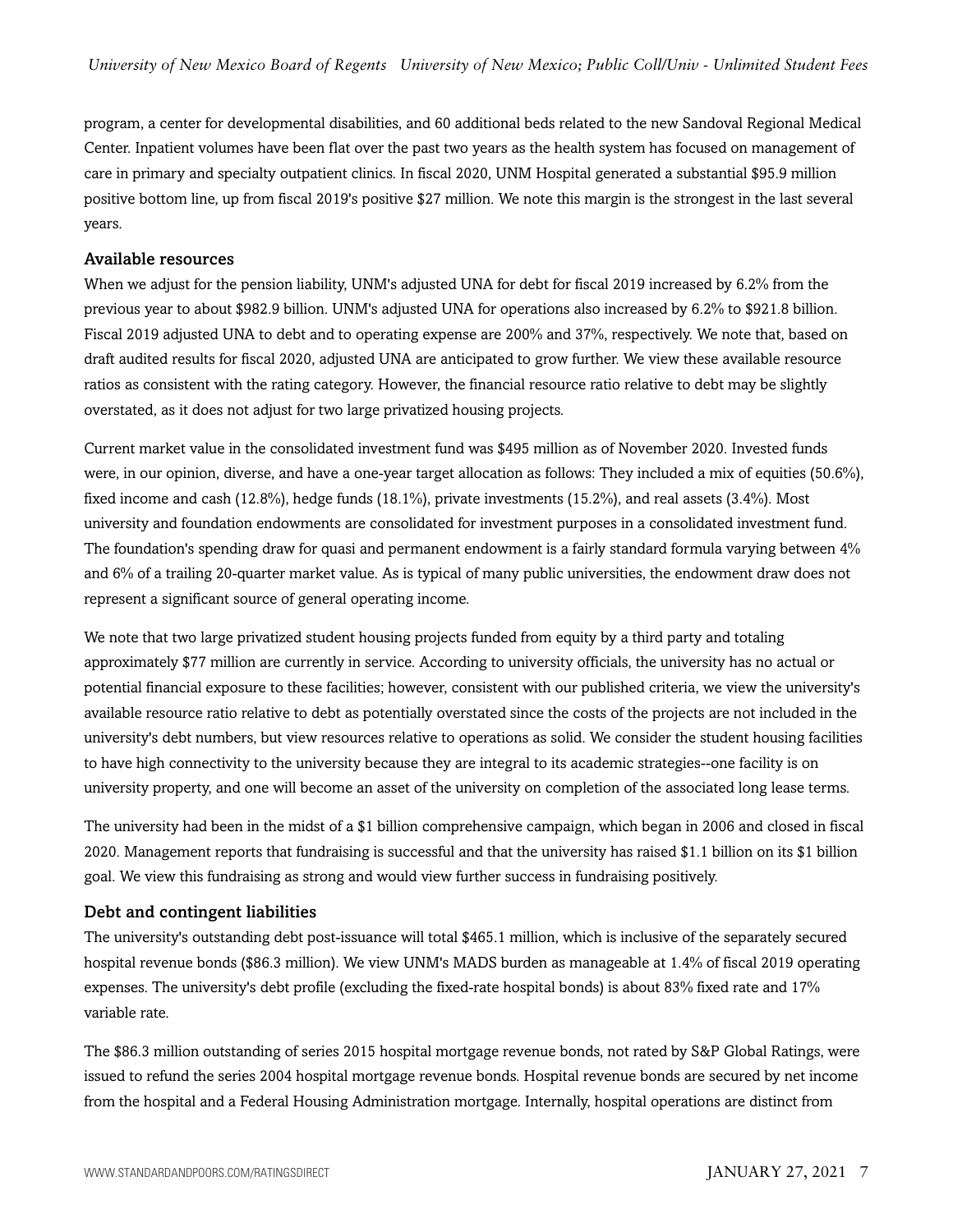program, a center for developmental disabilities, and 60 additional beds related to the new Sandoval Regional Medical Center. Inpatient volumes have been flat over the past two years as the health system has focused on management of care in primary and specialty outpatient clinics. In fiscal 2020, UNM Hospital generated a substantial $95.9 million positive bottom line, up from fiscal 2019's positive $27 million. We note this margin is the strongest in the last several years.

### Available resources

When we adjust for the pension liability, UNM's adjusted UNA for debt for fiscal 2019 increased by 6.2% from the previous year to about $982.9 billion. UNM's adjusted UNA for operations also increased by 6.2% to $921.8 billion. Fiscal 2019 adjusted UNA to debt and to operating expense are 200% and 37%, respectively. We note that, based on draft audited results for fiscal 2020, adjusted UNA are anticipated to grow further. We view these available resource ratios as consistent with the rating category. However, the financial resource ratio relative to debt may be slightly overstated, as it does not adjust for two large privatized housing projects.

Current market value in the consolidated investment fund was $495 million as of November 2020. Invested funds were, in our opinion, diverse, and have a one-year target allocation as follows: They included a mix of equities (50.6%), fixed income and cash (12.8%), hedge funds (18.1%), private investments (15.2%), and real assets (3.4%). Most university and foundation endowments are consolidated for investment purposes in a consolidated investment fund. The foundation's spending draw for quasi and permanent endowment is a fairly standard formula varying between 4% and 6% of a trailing 20-quarter market value. As is typical of many public universities, the endowment draw does not represent a significant source of general operating income.

We note that two large privatized student housing projects funded from equity by a third party and totaling approximately $77 million are currently in service. According to university officials, the university has no actual or potential financial exposure to these facilities; however, consistent with our published criteria, we view the university's available resource ratio relative to debt as potentially overstated since the costs of the projects are not included in the university's debt numbers, but view resources relative to operations as solid. We consider the student housing facilities to have high connectivity to the university because they are integral to its academic strategies--one facility is on university property, and one will become an asset of the university on completion of the associated long lease terms.

The university had been in the midst of a $1 billion comprehensive campaign, which began in 2006 and closed in fiscal 2020. Management reports that fundraising is successful and that the university has raised $1.1 billion on its $1 billion goal. We view this fundraising as strong and would view further success in fundraising positively.

### Debt and contingent liabilities

The university's outstanding debt post-issuance will total $465.1 million, which is inclusive of the separately secured hospital revenue bonds ($86.3 million). We view UNM's MADS burden as manageable at 1.4% of fiscal 2019 operating expenses. The university's debt profile (excluding the fixed-rate hospital bonds) is about 83% fixed rate and 17% variable rate.

The $86.3 million outstanding of series 2015 hospital mortgage revenue bonds, not rated by S&P Global Ratings, were issued to refund the series 2004 hospital mortgage revenue bonds. Hospital revenue bonds are secured by net income from the hospital and a Federal Housing Administration mortgage. Internally, hospital operations are distinct from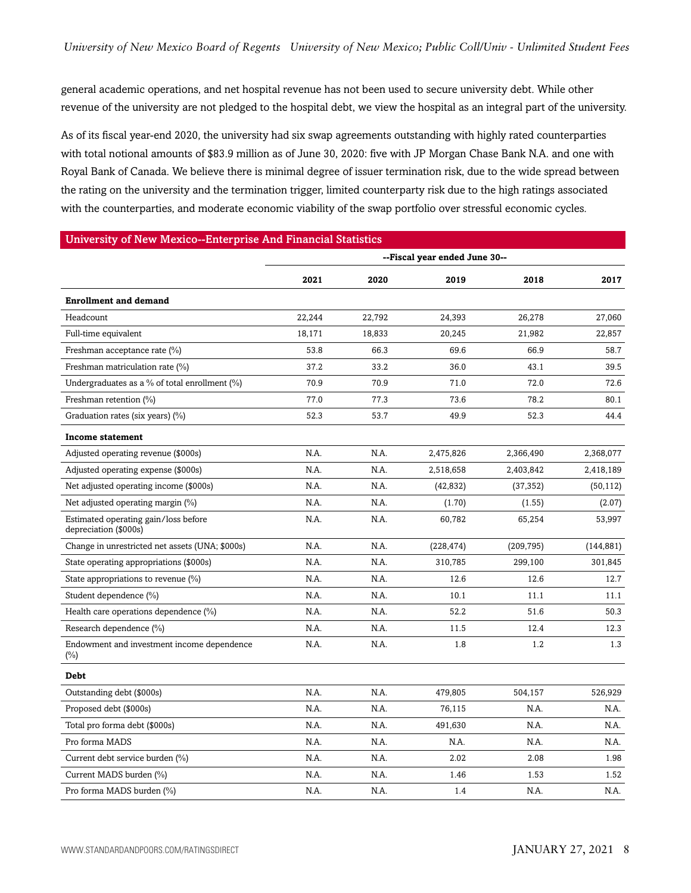general academic operations, and net hospital revenue has not been used to secure university debt. While other revenue of the university are not pledged to the hospital debt, we view the hospital as an integral part of the university.

As of its fiscal year-end 2020, the university had six swap agreements outstanding with highly rated counterparties with total notional amounts of $83.9 million as of June 30, 2020: five with JP Morgan Chase Bank N.A. and one with Royal Bank of Canada. We believe there is minimal degree of issuer termination risk, due to the wide spread between the rating on the university and the termination trigger, limited counterparty risk due to the high ratings associated with the counterparties, and moderate economic viability of the swap portfolio over stressful economic cycles.

| University of New Mexico--Enterprise And Financial Statistics | | | | | |
|---|---|---|---|---|---|
| | --Fiscal year ended June 30-- | | | | |
| | 2021 | 2020 | 2019 | 2018 | 2017 |
| **Enrollment and demand** | | | | | |
| Headcount | 22,244 | 22,792 | 24,393 | 26,278 | 27,060 |
| Full-time equivalent | 18,171 | 18,833 | 20,245 | 21,982 | 22,857 |
| Freshman acceptance rate (%) | 53.8 | 66.3 | 69.6 | 66.9 | 58.7 |
| Freshman matriculation rate (%) | 37.2 | 33.2 | 36.0 | 43.1 | 39.5 |
| Undergraduates as a % of total enrollment (%) | 70.9 | 70.9 | 71.0 | 72.0 | 72.6 |
| Freshman retention (%) | 77.0 | 77.3 | 73.6 | 78.2 | 80.1 |
| Graduation rates (six years) (%) | 52.3 | 53.7 | 49.9 | 52.3 | 44.4 |
| **Income statement** | | | | | |
| Adjusted operating revenue ($000s) | N.A. | N.A. | 2,475,826 | 2,366,490 | 2,368,077 |
| Adjusted operating expense ($000s) | N.A. | N.A. | 2,518,658 | 2,403,842 | 2,418,189 |
| Net adjusted operating income ($000s) | N.A. | N.A. | (42,832) | (37,352) | (50,112) |
| Net adjusted operating margin (%) | N.A. | N.A. | (1.70) | (1.55) | (2.07) |
| Estimated operating gain/loss before depreciation ($000s) | N.A. | N.A. | 60,782 | 65,254 | 53,997 |
| Change in unrestricted net assets (UNA; $000s) | N.A. | N.A. | (228,474) | (209,795) | (144,881) |
| State operating appropriations ($000s) | N.A. | N.A. | 310,785 | 299,100 | 301,845 |
| State appropriations to revenue (%) | N.A. | N.A. | 12.6 | 12.6 | 12.7 |
| Student dependence (%) | N.A. | N.A. | 10.1 | 11.1 | 11.1 |
| Health care operations dependence (%) | N.A. | N.A. | 52.2 | 51.6 | 50.3 |
| Research dependence (%) | N.A. | N.A. | 11.5 | 12.4 | 12.3 |
| Endowment and investment income dependence (%) | N.A. | N.A. | 1.8 | 1.2 | 1.3 |
| **Debt** | | | | | |
| Outstanding debt ($000s) | N.A. | N.A. | 479,805 | 504,157 | 526,929 |
| Proposed debt ($000s) | N.A. | N.A. | 76,115 | N.A. | N.A. |
| Total pro forma debt ($000s) | N.A. | N.A. | 491,630 | N.A. | N.A. |
| Pro forma MADS | N.A. | N.A. | N.A. | N.A. | N.A. |
| Current debt service burden (%) | N.A. | N.A. | 2.02 | 2.08 | 1.98 |
| Current MADS burden (%) | N.A. | N.A. | 1.46 | 1.53 | 1.52 |
| Pro forma MADS burden (%) | N.A. | N.A. | 1.4 | N.A. | N.A. |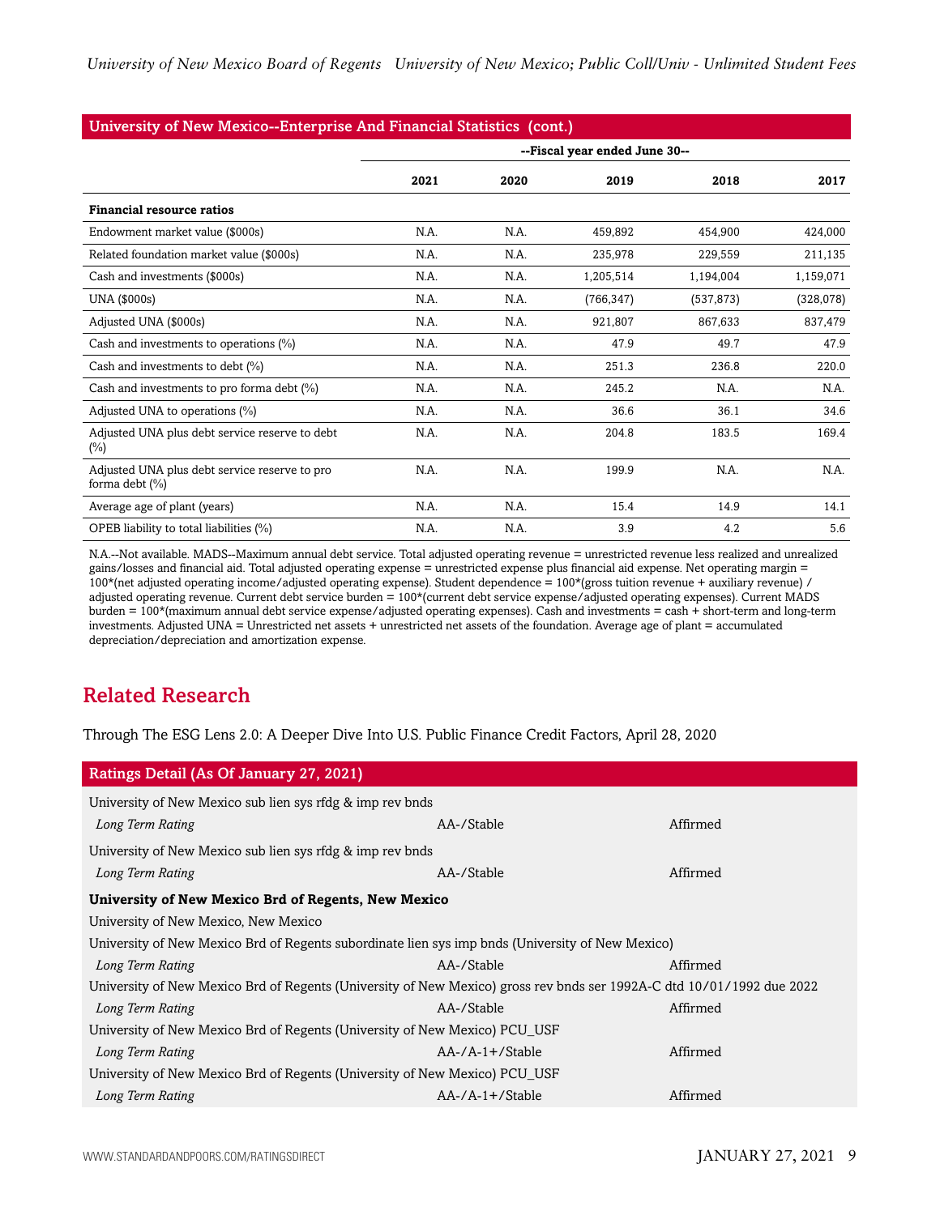| University of New Mexico--Enterprise And Financial Statistics (cont.) | | | | | |
|---|---|---|---|---|---|
| | --Fiscal year ended June 30-- | | | | |
| | 2021 | 2020 | 2019 | 2018 | 2017 |
| **Financial resource ratios** | | | | | |
| Endowment market value ($000s) | N.A. | N.A. | 459,892 | 454,900 | 424,000 |
| Related foundation market value ($000s) | N.A. | N.A. | 235,978 | 229,559 | 211,135 |
| Cash and investments ($000s) | N.A. | N.A. | 1,205,514 | 1,194,004 | 1,159,071 |
| UNA ($000s) | N.A. | N.A. | (766,347) | (537,873) | (328,078) |
| Adjusted UNA ($000s) | N.A. | N.A. | 921,807 | 867,633 | 837,479 |
| Cash and investments to operations (%) | N.A. | N.A. | 47.9 | 49.7 | 47.9 |
| Cash and investments to debt (%) | N.A. | N.A. | 251.3 | 236.8 | 220.0 |
| Cash and investments to pro forma debt (%) | N.A. | N.A. | 245.2 | N.A. | N.A. |
| Adjusted UNA to operations (%) | N.A. | N.A. | 36.6 | 36.1 | 34.6 |
| Adjusted UNA plus debt service reserve to debt (%) | N.A. | N.A. | 204.8 | 183.5 | 169.4 |
| Adjusted UNA plus debt service reserve to pro forma debt (%) | N.A. | N.A. | 199.9 | N.A. | N.A. |
| Average age of plant (years) | N.A. | N.A. | 15.4 | 14.9 | 14.1 |
| OPEB liability to total liabilities (%) | N.A. | N.A. | 3.9 | 4.2 | 5.6 |

N.A.--Not available. MADS--Maximum annual debt service. Total adjusted operating revenue = unrestricted revenue less realized and unrealized gains/losses and financial aid. Total adjusted operating expense = unrestricted expense plus financial aid expense. Net operating margin = 100*(net adjusted operating income/adjusted operating expense). Student dependence = 100*(gross tuition revenue + auxiliary revenue) / adjusted operating revenue. Current debt service burden = 100*(current debt service expense/adjusted operating expenses). Current MADS burden = 100*(maximum annual debt service expense/adjusted operating expenses). Cash and investments = cash + short-term and long-term investments. Adjusted UNA = Unrestricted net assets + unrestricted net assets of the foundation. Average age of plant = accumulated depreciation/depreciation and amortization expense.

## Related Research

Through The ESG Lens 2.0: A Deeper Dive Into U.S. Public Finance Credit Factors, April 28, 2020

| Ratings Detail (As Of January 27, 2021) | | |
|---|---|---|
| University of New Mexico sub lien sys rfdg & imp rev bnds | | |
| *Long Term Rating* | AA-/Stable | Affirmed |
| University of New Mexico sub lien sys rfdg & imp rev bnds | | |
| *Long Term Rating* | AA-/Stable | Affirmed |
| **University of New Mexico Brd of Regents, New Mexico** | | |
| University of New Mexico, New Mexico | | |
| University of New Mexico Brd of Regents subordinate lien sys imp bnds (University of New Mexico) | | |
| *Long Term Rating* | AA-/Stable | Affirmed |
| University of New Mexico Brd of Regents (University of New Mexico) gross rev bnds ser 1992A-C dtd 10/01/1992 due 2022 | | |
| *Long Term Rating* | AA-/Stable | Affirmed |
| University of New Mexico Brd of Regents (University of New Mexico) PCU_USF | | |
| *Long Term Rating* | AA-/A-1+/Stable | Affirmed |
| University of New Mexico Brd of Regents (University of New Mexico) PCU_USF | | |
| *Long Term Rating* | AA-/A-1+/Stable | Affirmed |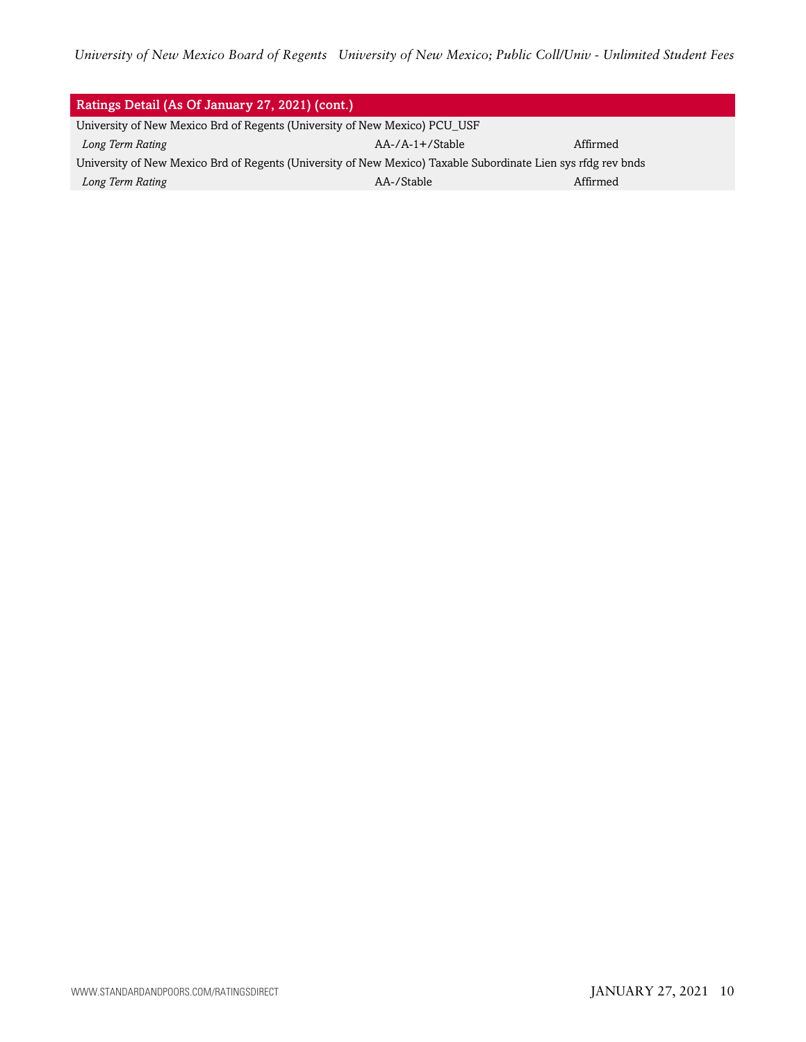| Ratings Detail (As Of January 27, 2021) (cont.) | | |
|---|---|---|
| University of New Mexico Brd of Regents (University of New Mexico) PCU_USF | | |
| *Long Term Rating* | AA-/A-1+/Stable | Affirmed |
| University of New Mexico Brd of Regents (University of New Mexico) Taxable Subordinate Lien sys rfdg rev bnds | | |
| *Long Term Rating* | AA-/Stable | Affirmed |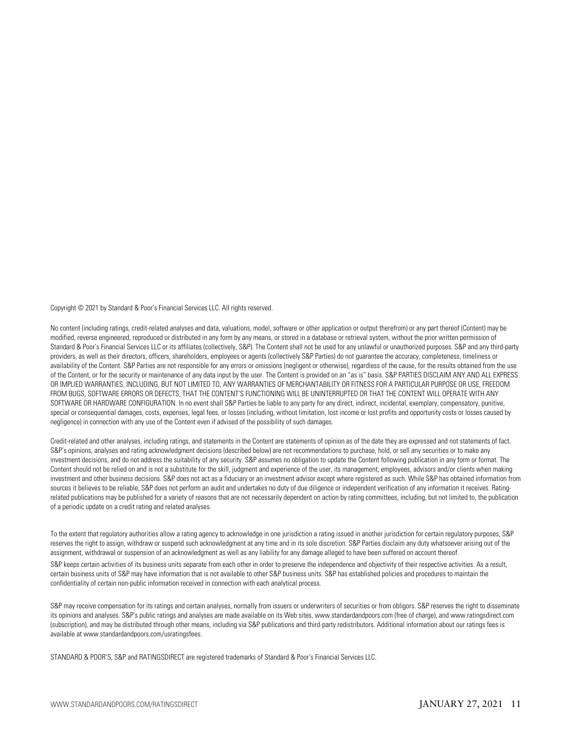Copyright © 2021 by Standard & Poor's Financial Services LLC. All rights reserved.

No content (including ratings, credit-related analyses and data, valuations, model, software or other application or output therefrom) or any part thereof (Content) may be modified, reverse engineered, reproduced or distributed in any form by any means, or stored in a database or retrieval system, without the prior written permission of Standard & Poor's Financial Services LLC or its affiliates (collectively, S&P). The Content shall not be used for any unlawful or unauthorized purposes. S&P and any third-party providers, as well as their directors, officers, shareholders, employees or agents (collectively S&P Parties) do not guarantee the accuracy, completeness, timeliness or availability of the Content. S&P Parties are not responsible for any errors or omissions (negligent or otherwise), regardless of the cause, for the results obtained from the use of the Content, or for the security or maintenance of any data input by the user. The Content is provided on an "as is" basis. S&P PARTIES DISCLAIM ANY AND ALL EXPRESS OR IMPLIED WARRANTIES, INCLUDING, BUT NOT LIMITED TO, ANY WARRANTIES OF MERCHANTABILITY OR FITNESS FOR A PARTICULAR PURPOSE OR USE, FREEDOM FROM BUGS, SOFTWARE ERRORS OR DEFECTS, THAT THE CONTENT'S FUNCTIONING WILL BE UNINTERRUPTED OR THAT THE CONTENT WILL OPERATE WITH ANY SOFTWARE OR HARDWARE CONFIGURATION. In no event shall S&P Parties be liable to any party for any direct, indirect, incidental, exemplary, compensatory, punitive, special or consequential damages, costs, expenses, legal fees, or losses (including, without limitation, lost income or lost profits and opportunity costs or losses caused by negligence) in connection with any use of the Content even if advised of the possibility of such damages.

Credit-related and other analyses, including ratings, and statements in the Content are statements of opinion as of the date they are expressed and not statements of fact. S&P's opinions, analyses and rating acknowledgment decisions (described below) are not recommendations to purchase, hold, or sell any securities or to make any investment decisions, and do not address the suitability of any security. S&P assumes no obligation to update the Content following publication in any form or format. The Content should not be relied on and is not a substitute for the skill, judgment and experience of the user, its management, employees, advisors and/or clients when making investment and other business decisions. S&P does not act as a fiduciary or an investment advisor except where registered as such. While S&P has obtained information from sources it believes to be reliable, S&P does not perform an audit and undertakes no duty of due diligence or independent verification of any information it receives. Rating-related publications may be published for a variety of reasons that are not necessarily dependent on action by rating committees, including, but not limited to, the publication of a periodic update on a credit rating and related analyses.

To the extent that regulatory authorities allow a rating agency to acknowledge in one jurisdiction a rating issued in another jurisdiction for certain regulatory purposes, S&P reserves the right to assign, withdraw or suspend such acknowledgment at any time and in its sole discretion. S&P Parties disclaim any duty whatsoever arising out of the assignment, withdrawal or suspension of an acknowledgment as well as any liability for any damage alleged to have been suffered on account thereof.

S&P keeps certain activities of its business units separate from each other in order to preserve the independence and objectivity of their respective activities. As a result, certain business units of S&P may have information that is not available to other S&P business units. S&P has established policies and procedures to maintain the confidentiality of certain non-public information received in connection with each analytical process.

S&P may receive compensation for its ratings and certain analyses, normally from issuers or underwriters of securities or from obligors. S&P reserves the right to disseminate its opinions and analyses. S&P's public ratings and analyses are made available on its Web sites, www.standardandpoors.com (free of charge), and www.ratingsdirect.com (subscription), and may be distributed through other means, including via S&P publications and third-party redistributors. Additional information about our ratings fees is available at www.standardandpoors.com/usratingsfees.

STANDARD & POOR'S, S&P and RATINGSDIRECT are registered trademarks of Standard & Poor's Financial Services LLC.